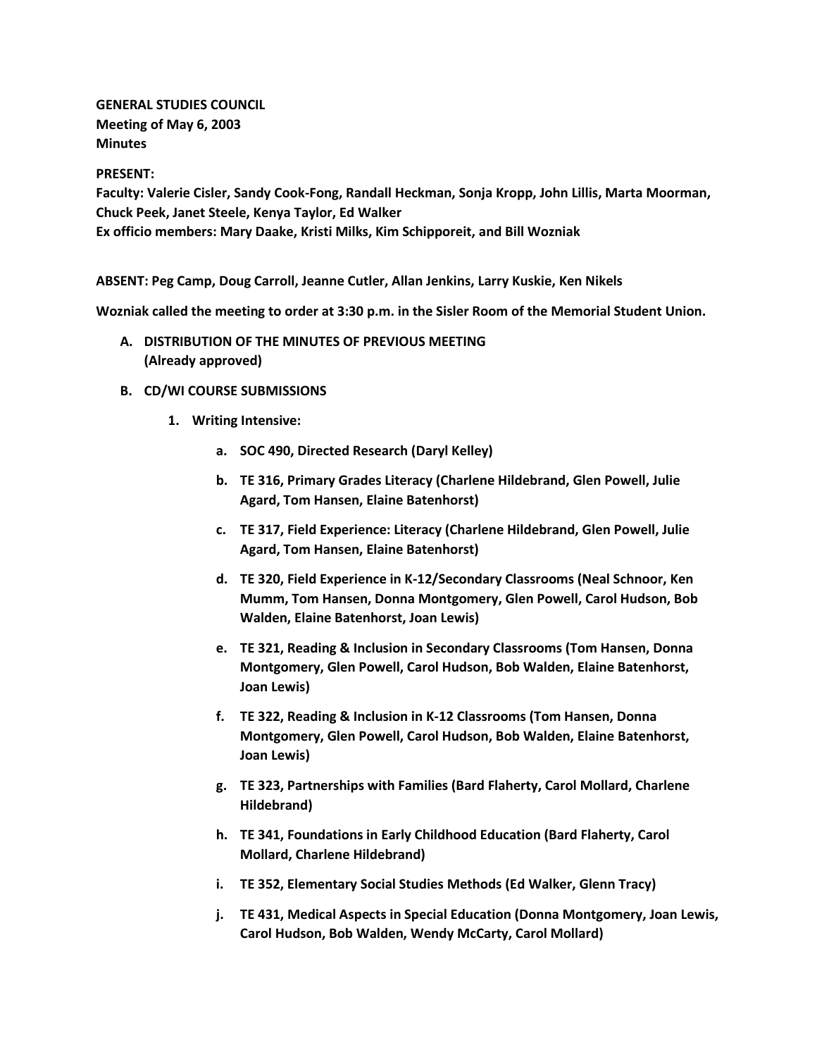**GENERAL STUDIES COUNCIL**
**Meeting of May 6, 2003**
**Minutes**

**PRESENT:**
**Faculty: Valerie Cisler, Sandy Cook-Fong, Randall Heckman, Sonja Kropp, John Lillis, Marta Moorman, Chuck Peek, Janet Steele, Kenya Taylor, Ed Walker**
**Ex officio members: Mary Daake, Kristi Milks, Kim Schipporeit, and Bill Wozniak**

**ABSENT: Peg Camp, Doug Carroll, Jeanne Cutler, Allan Jenkins, Larry Kuskie, Ken Nikels**

**Wozniak called the meeting to order at 3:30 p.m. in the Sisler Room of the Memorial Student Union.**

**A. DISTRIBUTION OF THE MINUTES OF PREVIOUS MEETING (Already approved)**

**B. CD/WI COURSE SUBMISSIONS**

1. **Writing Intensive:**
    - a. **SOC 490, Directed Research (Daryl Kelley)**
    - b. **TE 316, Primary Grades Literacy (Charlene Hildebrand, Glen Powell, Julie Agard, Tom Hansen, Elaine Batenhorst)**
    - c. **TE 317, Field Experience: Literacy (Charlene Hildebrand, Glen Powell, Julie Agard, Tom Hansen, Elaine Batenhorst)**
    - d. **TE 320, Field Experience in K-12/Secondary Classrooms (Neal Schnoor, Ken Mumm, Tom Hansen, Donna Montgomery, Glen Powell, Carol Hudson, Bob Walden, Elaine Batenhorst, Joan Lewis)**
    - e. **TE 321, Reading & Inclusion in Secondary Classrooms (Tom Hansen, Donna Montgomery, Glen Powell, Carol Hudson, Bob Walden, Elaine Batenhorst, Joan Lewis)**
    - f. **TE 322, Reading & Inclusion in K-12 Classrooms (Tom Hansen, Donna Montgomery, Glen Powell, Carol Hudson, Bob Walden, Elaine Batenhorst, Joan Lewis)**
    - g. **TE 323, Partnerships with Families (Bard Flaherty, Carol Mollard, Charlene Hildebrand)**
    - h. **TE 341, Foundations in Early Childhood Education (Bard Flaherty, Carol Mollard, Charlene Hildebrand)**
    - i. **TE 352, Elementary Social Studies Methods (Ed Walker, Glenn Tracy)**
    - j. **TE 431, Medical Aspects in Special Education (Donna Montgomery, Joan Lewis, Carol Hudson, Bob Walden, Wendy McCarty, Carol Mollard)**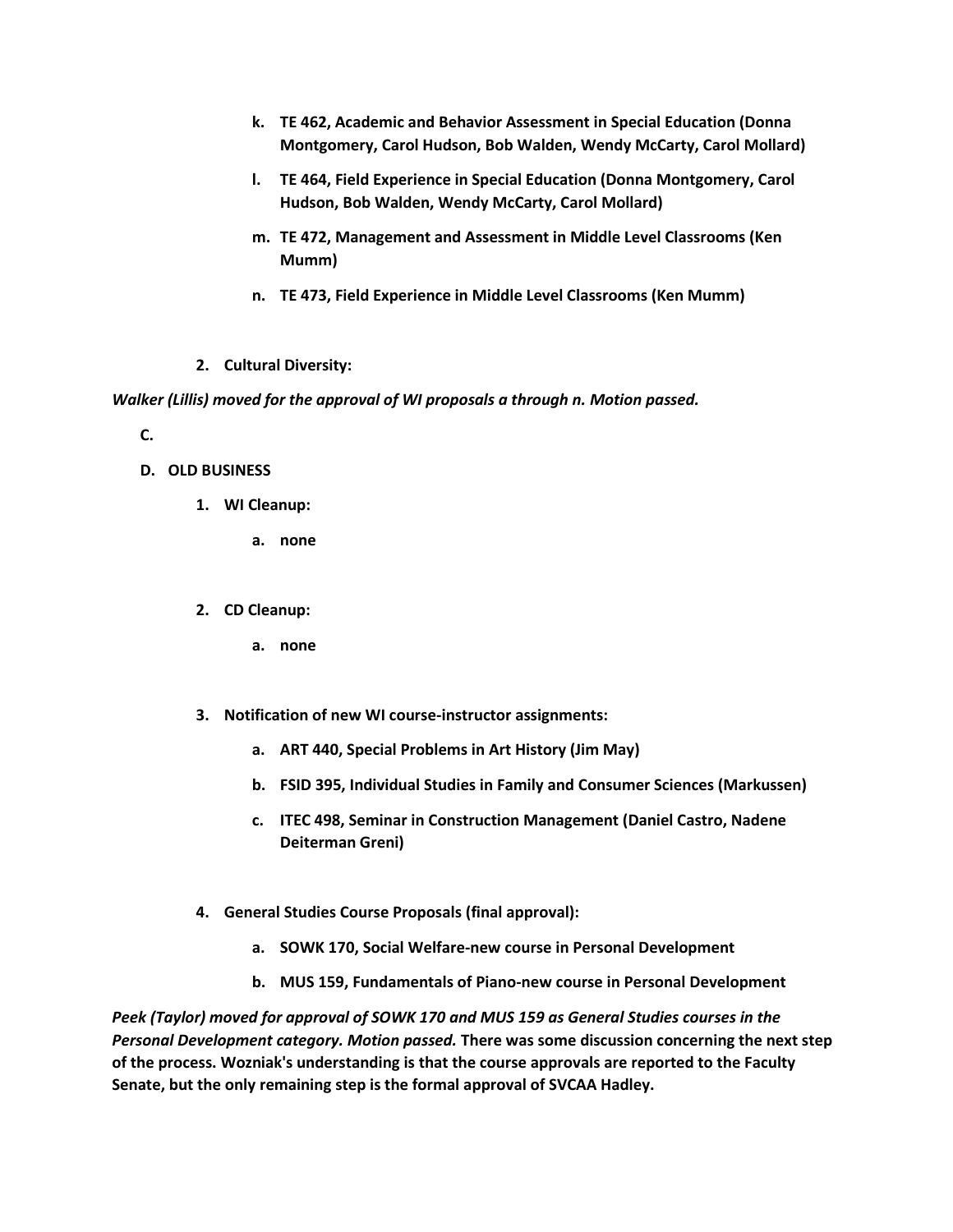- **k. TE 462, Academic and Behavior Assessment in Special Education (Donna Montgomery, Carol Hudson, Bob Walden, Wendy McCarty, Carol Mollard)**
- **l. TE 464, Field Experience in Special Education (Donna Montgomery, Carol Hudson, Bob Walden, Wendy McCarty, Carol Mollard)**
- **m. TE 472, Management and Assessment in Middle Level Classrooms (Ken Mumm)**
- **n. TE 473, Field Experience in Middle Level Classrooms (Ken Mumm)**

**2. Cultural Diversity:**

***Walker (Lillis) moved for the approval of WI proposals a through n. Motion passed.***

**C.**

**D. OLD BUSINESS**

**1. WI Cleanup:**

- **a. none**

**2. CD Cleanup:**

- **a. none**

**3. Notification of new WI course-instructor assignments:**

- **a. ART 440, Special Problems in Art History (Jim May)**
- **b. FSID 395, Individual Studies in Family and Consumer Sciences (Markussen)**
- **c. ITEC 498, Seminar in Construction Management (Daniel Castro, Nadene Deiterman Greni)**

**4. General Studies Course Proposals (final approval):**

- **a. SOWK 170, Social Welfare-new course in Personal Development**
- **b. MUS 159, Fundamentals of Piano-new course in Personal Development**

***Peek (Taylor) moved for approval of SOWK 170 and MUS 159 as General Studies courses in the Personal Development category. Motion passed.*** **There was some discussion concerning the next step of the process. Wozniak's understanding is that the course approvals are reported to the Faculty Senate, but the only remaining step is the formal approval of SVCAA Hadley.**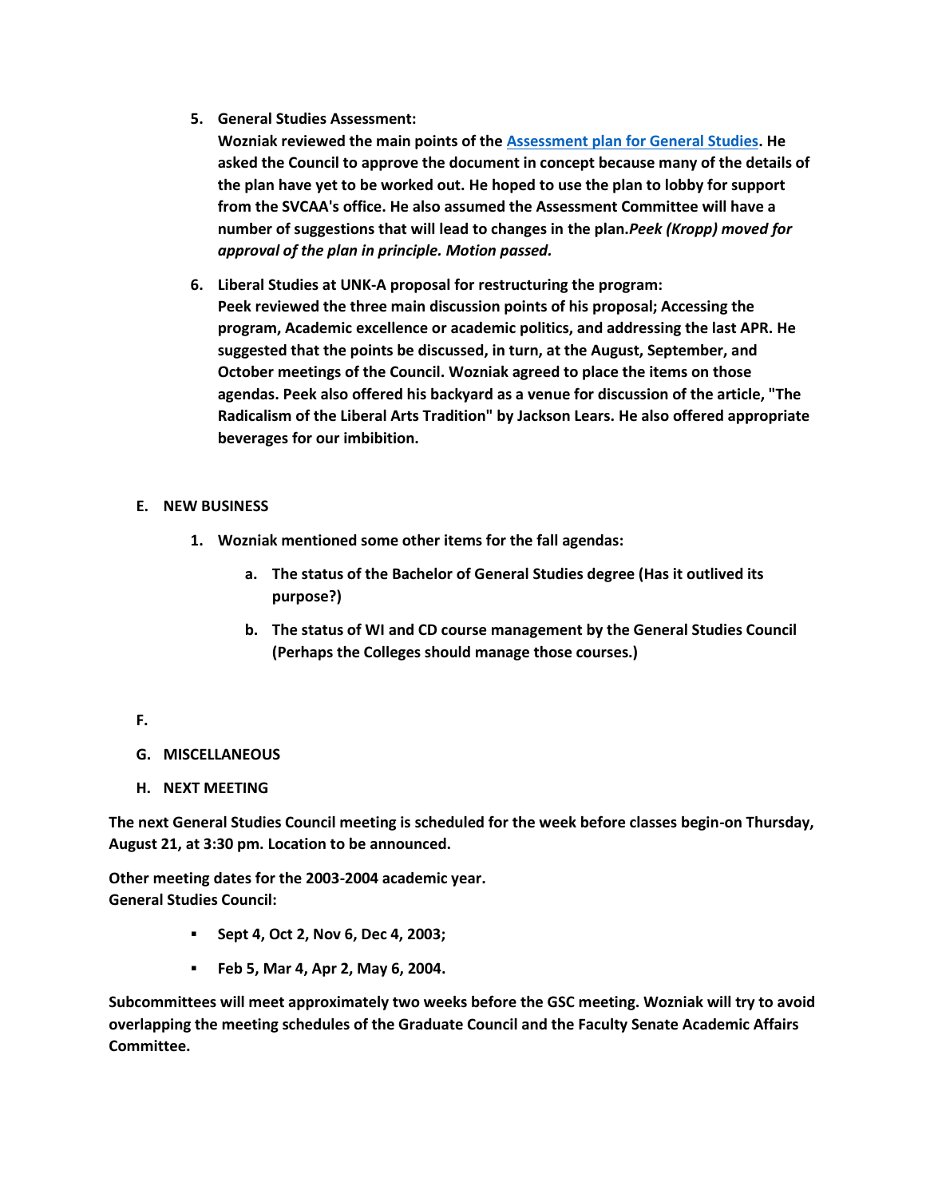5. **General Studies Assessment:**
   **Wozniak reviewed the main points of the [Assessment plan for General Studies](). He asked the Council to approve the document in concept because many of the details of the plan have yet to be worked out. He hoped to use the plan to lobby for support from the SVCAA's office. He also assumed the Assessment Committee will have a number of suggestions that will lead to changes in the plan.*Peek (Kropp) moved for approval of the plan in principle. Motion passed.***

6. **Liberal Studies at UNK-A proposal for restructuring the program:**
   **Peek reviewed the three main discussion points of his proposal; Accessing the program, Academic excellence or academic politics, and addressing the last APR. He suggested that the points be discussed, in turn, at the August, September, and October meetings of the Council. Wozniak agreed to place the items on those agendas. Peek also offered his backyard as a venue for discussion of the article, "The Radicalism of the Liberal Arts Tradition" by Jackson Lears. He also offered appropriate beverages for our imbibition.**

**E. NEW BUSINESS**

1. **Wozniak mentioned some other items for the fall agendas:**
   a. **The status of the Bachelor of General Studies degree (Has it outlived its purpose?)**
   b. **The status of WI and CD course management by the General Studies Council (Perhaps the Colleges should manage those courses.)**

**F.**

**G. MISCELLANEOUS**

**H. NEXT MEETING**

**The next General Studies Council meeting is scheduled for the week before classes begin-on Thursday, August 21, at 3:30 pm. Location to be announced.**

**Other meeting dates for the 2003-2004 academic year.**
**General Studies Council:**

- **Sept 4, Oct 2, Nov 6, Dec 4, 2003;**
- **Feb 5, Mar 4, Apr 2, May 6, 2004.**

**Subcommittees will meet approximately two weeks before the GSC meeting. Wozniak will try to avoid overlapping the meeting schedules of the Graduate Council and the Faculty Senate Academic Affairs Committee.**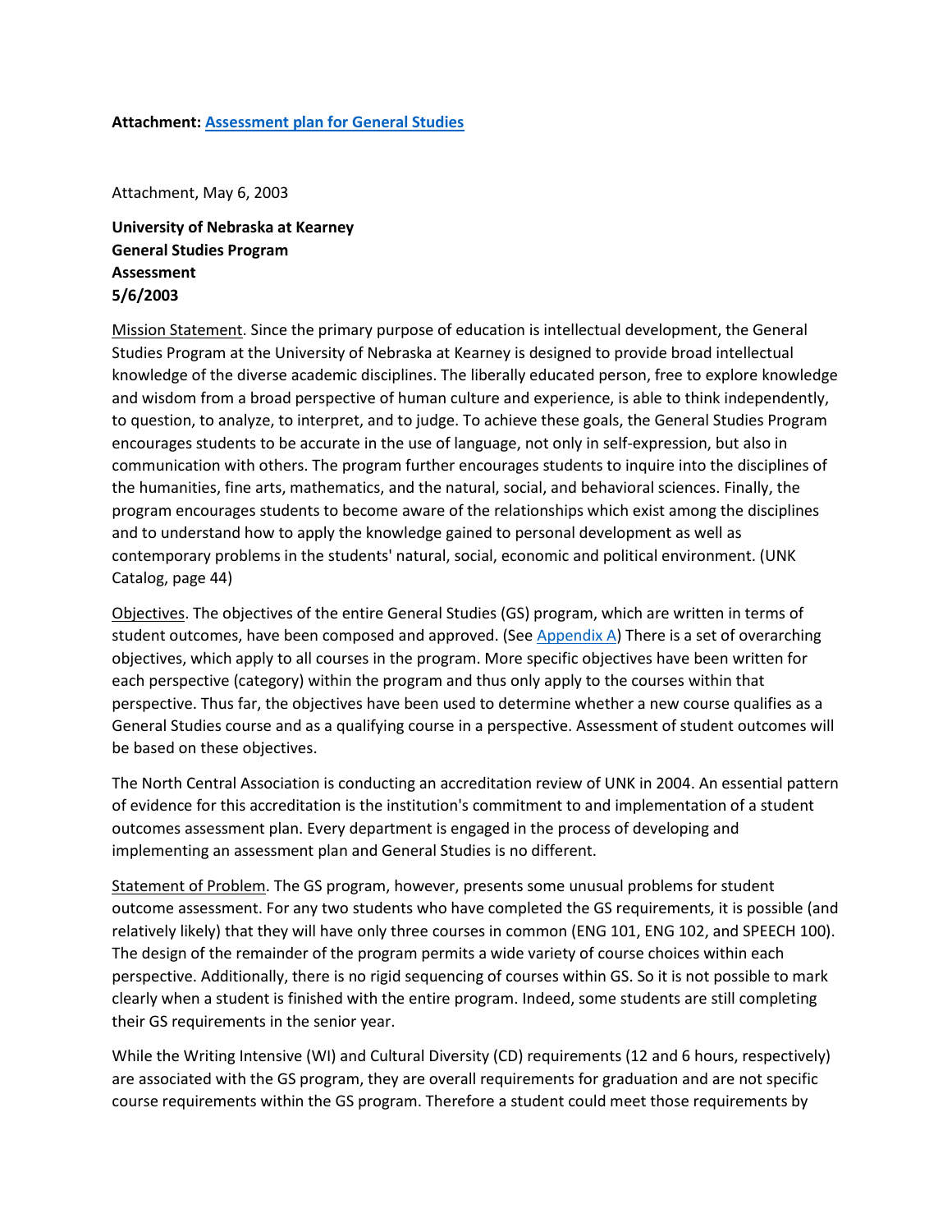**Attachment: [Assessment plan for General Studies](#)**

Attachment, May 6, 2003

**University of Nebraska at Kearney**
**General Studies Program**
**Assessment**
**5/6/2003**

Mission Statement. Since the primary purpose of education is intellectual development, the General Studies Program at the University of Nebraska at Kearney is designed to provide broad intellectual knowledge of the diverse academic disciplines. The liberally educated person, free to explore knowledge and wisdom from a broad perspective of human culture and experience, is able to think independently, to question, to analyze, to interpret, and to judge. To achieve these goals, the General Studies Program encourages students to be accurate in the use of language, not only in self-expression, but also in communication with others. The program further encourages students to inquire into the disciplines of the humanities, fine arts, mathematics, and the natural, social, and behavioral sciences. Finally, the program encourages students to become aware of the relationships which exist among the disciplines and to understand how to apply the knowledge gained to personal development as well as contemporary problems in the students' natural, social, economic and political environment. (UNK Catalog, page 44)

Objectives. The objectives of the entire General Studies (GS) program, which are written in terms of student outcomes, have been composed and approved. (See [Appendix A](#)) There is a set of overarching objectives, which apply to all courses in the program. More specific objectives have been written for each perspective (category) within the program and thus only apply to the courses within that perspective. Thus far, the objectives have been used to determine whether a new course qualifies as a General Studies course and as a qualifying course in a perspective. Assessment of student outcomes will be based on these objectives.

The North Central Association is conducting an accreditation review of UNK in 2004. An essential pattern of evidence for this accreditation is the institution's commitment to and implementation of a student outcomes assessment plan. Every department is engaged in the process of developing and implementing an assessment plan and General Studies is no different.

Statement of Problem. The GS program, however, presents some unusual problems for student outcome assessment. For any two students who have completed the GS requirements, it is possible (and relatively likely) that they will have only three courses in common (ENG 101, ENG 102, and SPEECH 100). The design of the remainder of the program permits a wide variety of course choices within each perspective. Additionally, there is no rigid sequencing of courses within GS. So it is not possible to mark clearly when a student is finished with the entire program. Indeed, some students are still completing their GS requirements in the senior year.

While the Writing Intensive (WI) and Cultural Diversity (CD) requirements (12 and 6 hours, respectively) are associated with the GS program, they are overall requirements for graduation and are not specific course requirements within the GS program. Therefore a student could meet those requirements by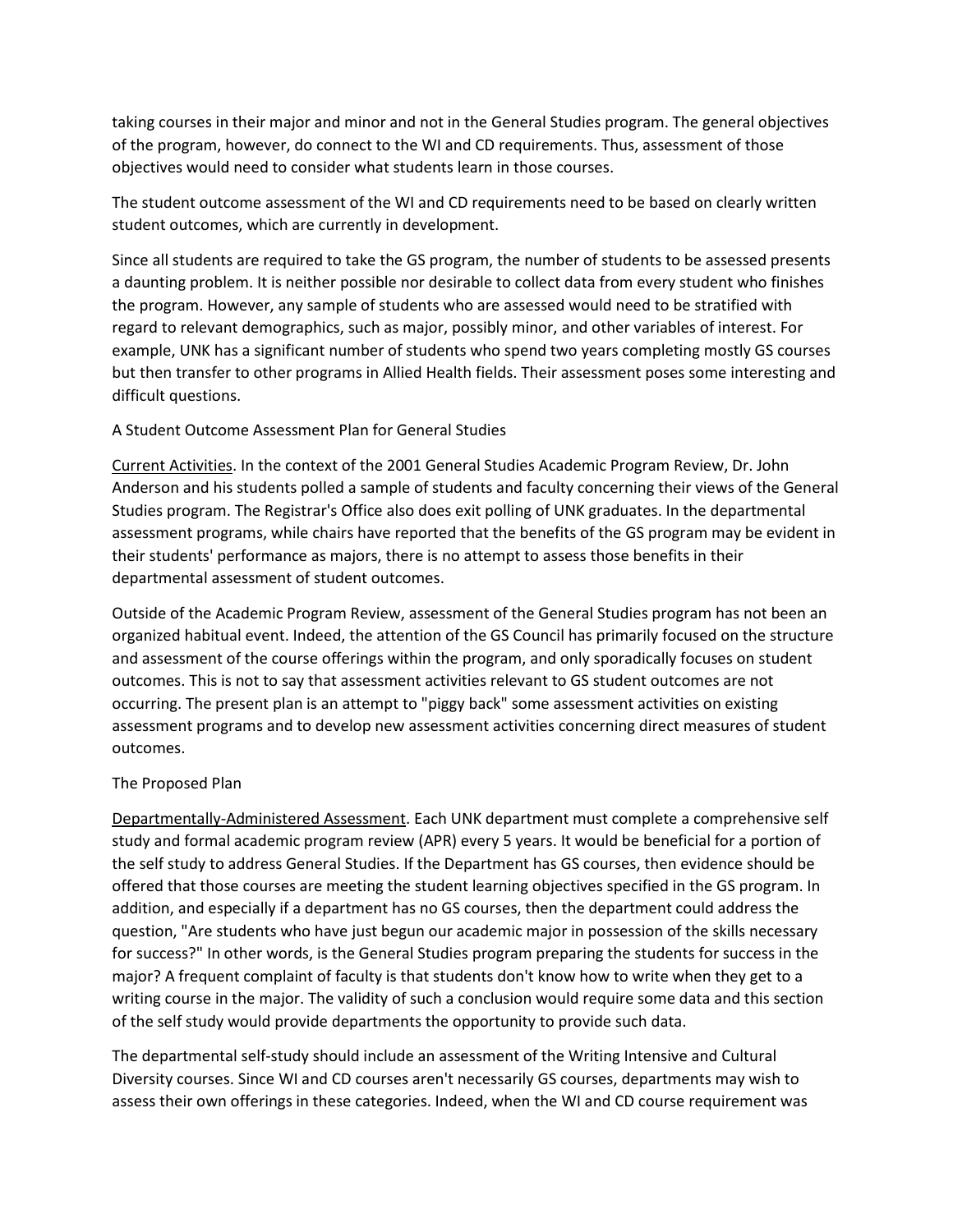taking courses in their major and minor and not in the General Studies program. The general objectives of the program, however, do connect to the WI and CD requirements. Thus, assessment of those objectives would need to consider what students learn in those courses.

The student outcome assessment of the WI and CD requirements need to be based on clearly written student outcomes, which are currently in development.

Since all students are required to take the GS program, the number of students to be assessed presents a daunting problem. It is neither possible nor desirable to collect data from every student who finishes the program. However, any sample of students who are assessed would need to be stratified with regard to relevant demographics, such as major, possibly minor, and other variables of interest. For example, UNK has a significant number of students who spend two years completing mostly GS courses but then transfer to other programs in Allied Health fields. Their assessment poses some interesting and difficult questions.

## A Student Outcome Assessment Plan for General Studies

Current Activities. In the context of the 2001 General Studies Academic Program Review, Dr. John Anderson and his students polled a sample of students and faculty concerning their views of the General Studies program. The Registrar's Office also does exit polling of UNK graduates. In the departmental assessment programs, while chairs have reported that the benefits of the GS program may be evident in their students' performance as majors, there is no attempt to assess those benefits in their departmental assessment of student outcomes.

Outside of the Academic Program Review, assessment of the General Studies program has not been an organized habitual event. Indeed, the attention of the GS Council has primarily focused on the structure and assessment of the course offerings within the program, and only sporadically focuses on student outcomes. This is not to say that assessment activities relevant to GS student outcomes are not occurring. The present plan is an attempt to "piggy back" some assessment activities on existing assessment programs and to develop new assessment activities concerning direct measures of student outcomes.

### The Proposed Plan

Departmentally-Administered Assessment. Each UNK department must complete a comprehensive self study and formal academic program review (APR) every 5 years. It would be beneficial for a portion of the self study to address General Studies. If the Department has GS courses, then evidence should be offered that those courses are meeting the student learning objectives specified in the GS program. In addition, and especially if a department has no GS courses, then the department could address the question, "Are students who have just begun our academic major in possession of the skills necessary for success?" In other words, is the General Studies program preparing the students for success in the major? A frequent complaint of faculty is that students don't know how to write when they get to a writing course in the major. The validity of such a conclusion would require some data and this section of the self study would provide departments the opportunity to provide such data.

The departmental self-study should include an assessment of the Writing Intensive and Cultural Diversity courses. Since WI and CD courses aren't necessarily GS courses, departments may wish to assess their own offerings in these categories. Indeed, when the WI and CD course requirement was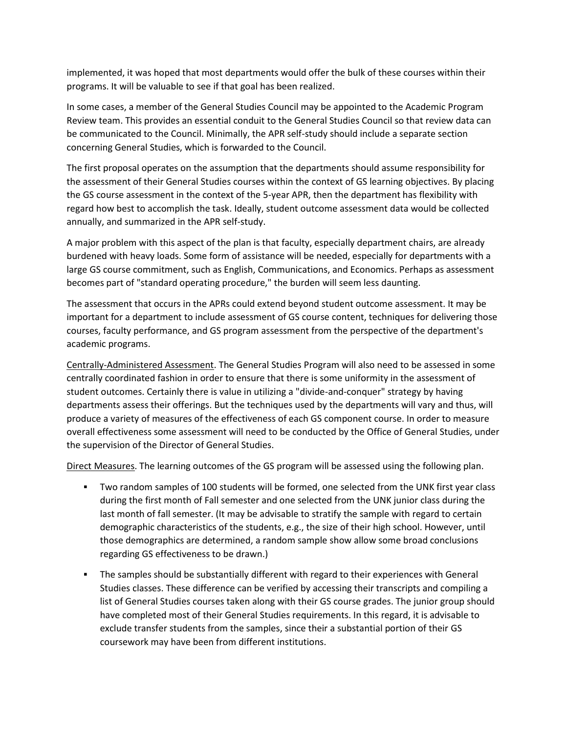implemented, it was hoped that most departments would offer the bulk of these courses within their programs. It will be valuable to see if that goal has been realized.

In some cases, a member of the General Studies Council may be appointed to the Academic Program Review team. This provides an essential conduit to the General Studies Council so that review data can be communicated to the Council. Minimally, the APR self-study should include a separate section concerning General Studies, which is forwarded to the Council.

The first proposal operates on the assumption that the departments should assume responsibility for the assessment of their General Studies courses within the context of GS learning objectives. By placing the GS course assessment in the context of the 5-year APR, then the department has flexibility with regard how best to accomplish the task. Ideally, student outcome assessment data would be collected annually, and summarized in the APR self-study.

A major problem with this aspect of the plan is that faculty, especially department chairs, are already burdened with heavy loads. Some form of assistance will be needed, especially for departments with a large GS course commitment, such as English, Communications, and Economics. Perhaps as assessment becomes part of "standard operating procedure," the burden will seem less daunting.

The assessment that occurs in the APRs could extend beyond student outcome assessment. It may be important for a department to include assessment of GS course content, techniques for delivering those courses, faculty performance, and GS program assessment from the perspective of the department's academic programs.

<u>Centrally-Administered Assessment</u>. The General Studies Program will also need to be assessed in some centrally coordinated fashion in order to ensure that there is some uniformity in the assessment of student outcomes. Certainly there is value in utilizing a "divide-and-conquer" strategy by having departments assess their offerings. But the techniques used by the departments will vary and thus, will produce a variety of measures of the effectiveness of each GS component course. In order to measure overall effectiveness some assessment will need to be conducted by the Office of General Studies, under the supervision of the Director of General Studies.

<u>Direct Measures</u>. The learning outcomes of the GS program will be assessed using the following plan.

- Two random samples of 100 students will be formed, one selected from the UNK first year class during the first month of Fall semester and one selected from the UNK junior class during the last month of fall semester. (It may be advisable to stratify the sample with regard to certain demographic characteristics of the students, e.g., the size of their high school. However, until those demographics are determined, a random sample show allow some broad conclusions regarding GS effectiveness to be drawn.)
- The samples should be substantially different with regard to their experiences with General Studies classes. These difference can be verified by accessing their transcripts and compiling a list of General Studies courses taken along with their GS course grades. The junior group should have completed most of their General Studies requirements. In this regard, it is advisable to exclude transfer students from the samples, since their a substantial portion of their GS coursework may have been from different institutions.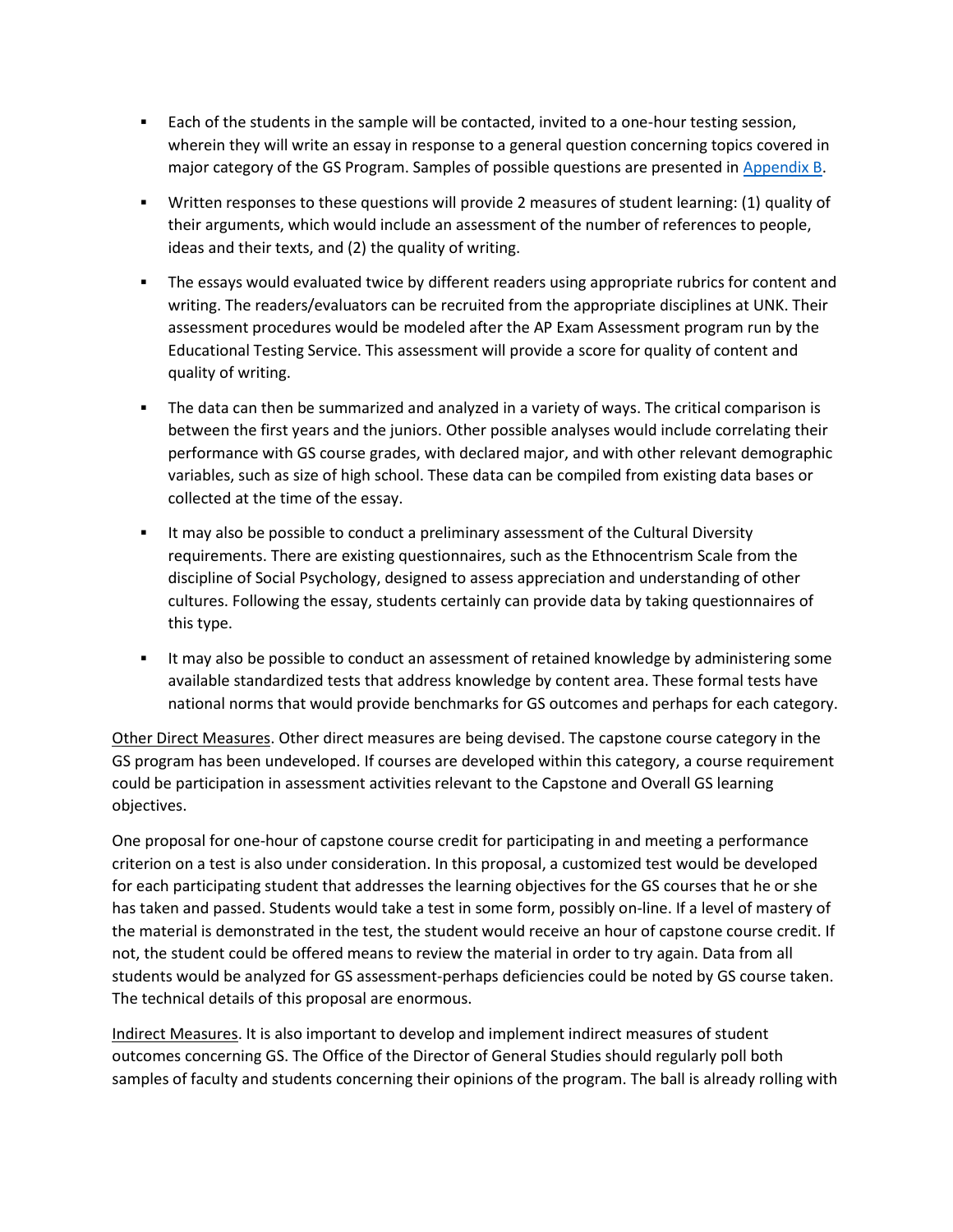- Each of the students in the sample will be contacted, invited to a one-hour testing session, wherein they will write an essay in response to a general question concerning topics covered in major category of the GS Program. Samples of possible questions are presented in Appendix B.
- Written responses to these questions will provide 2 measures of student learning: (1) quality of their arguments, which would include an assessment of the number of references to people, ideas and their texts, and (2) the quality of writing.
- The essays would evaluated twice by different readers using appropriate rubrics for content and writing. The readers/evaluators can be recruited from the appropriate disciplines at UNK. Their assessment procedures would be modeled after the AP Exam Assessment program run by the Educational Testing Service. This assessment will provide a score for quality of content and quality of writing.
- The data can then be summarized and analyzed in a variety of ways. The critical comparison is between the first years and the juniors. Other possible analyses would include correlating their performance with GS course grades, with declared major, and with other relevant demographic variables, such as size of high school. These data can be compiled from existing data bases or collected at the time of the essay.
- It may also be possible to conduct a preliminary assessment of the Cultural Diversity requirements. There are existing questionnaires, such as the Ethnocentrism Scale from the discipline of Social Psychology, designed to assess appreciation and understanding of other cultures. Following the essay, students certainly can provide data by taking questionnaires of this type.
- It may also be possible to conduct an assessment of retained knowledge by administering some available standardized tests that address knowledge by content area. These formal tests have national norms that would provide benchmarks for GS outcomes and perhaps for each category.

Other Direct Measures. Other direct measures are being devised. The capstone course category in the GS program has been undeveloped. If courses are developed within this category, a course requirement could be participation in assessment activities relevant to the Capstone and Overall GS learning objectives.

One proposal for one-hour of capstone course credit for participating in and meeting a performance criterion on a test is also under consideration. In this proposal, a customized test would be developed for each participating student that addresses the learning objectives for the GS courses that he or she has taken and passed. Students would take a test in some form, possibly on-line. If a level of mastery of the material is demonstrated in the test, the student would receive an hour of capstone course credit. If not, the student could be offered means to review the material in order to try again. Data from all students would be analyzed for GS assessment-perhaps deficiencies could be noted by GS course taken. The technical details of this proposal are enormous.

Indirect Measures. It is also important to develop and implement indirect measures of student outcomes concerning GS. The Office of the Director of General Studies should regularly poll both samples of faculty and students concerning their opinions of the program. The ball is already rolling with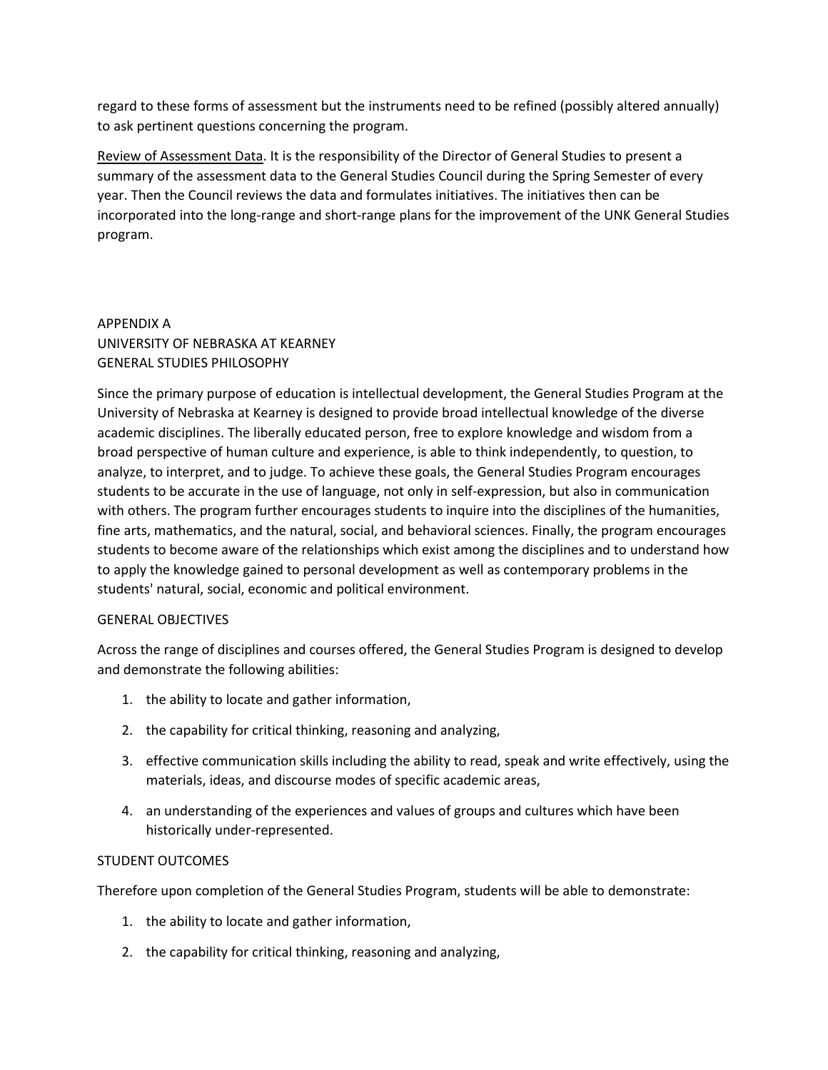regard to these forms of assessment but the instruments need to be refined (possibly altered annually) to ask pertinent questions concerning the program.

<u>Review of Assessment Data</u>. It is the responsibility of the Director of General Studies to present a summary of the assessment data to the General Studies Council during the Spring Semester of every year. Then the Council reviews the data and formulates initiatives. The initiatives then can be incorporated into the long-range and short-range plans for the improvement of the UNK General Studies program.

## APPENDIX A
## UNIVERSITY OF NEBRASKA AT KEARNEY
## GENERAL STUDIES PHILOSOPHY

Since the primary purpose of education is intellectual development, the General Studies Program at the University of Nebraska at Kearney is designed to provide broad intellectual knowledge of the diverse academic disciplines. The liberally educated person, free to explore knowledge and wisdom from a broad perspective of human culture and experience, is able to think independently, to question, to analyze, to interpret, and to judge. To achieve these goals, the General Studies Program encourages students to be accurate in the use of language, not only in self-expression, but also in communication with others. The program further encourages students to inquire into the disciplines of the humanities, fine arts, mathematics, and the natural, social, and behavioral sciences. Finally, the program encourages students to become aware of the relationships which exist among the disciplines and to understand how to apply the knowledge gained to personal development as well as contemporary problems in the students' natural, social, economic and political environment.

### GENERAL OBJECTIVES

Across the range of disciplines and courses offered, the General Studies Program is designed to develop and demonstrate the following abilities:

1. the ability to locate and gather information,
2. the capability for critical thinking, reasoning and analyzing,
3. effective communication skills including the ability to read, speak and write effectively, using the materials, ideas, and discourse modes of specific academic areas,
4. an understanding of the experiences and values of groups and cultures which have been historically under-represented.

### STUDENT OUTCOMES

Therefore upon completion of the General Studies Program, students will be able to demonstrate:

1. the ability to locate and gather information,
2. the capability for critical thinking, reasoning and analyzing,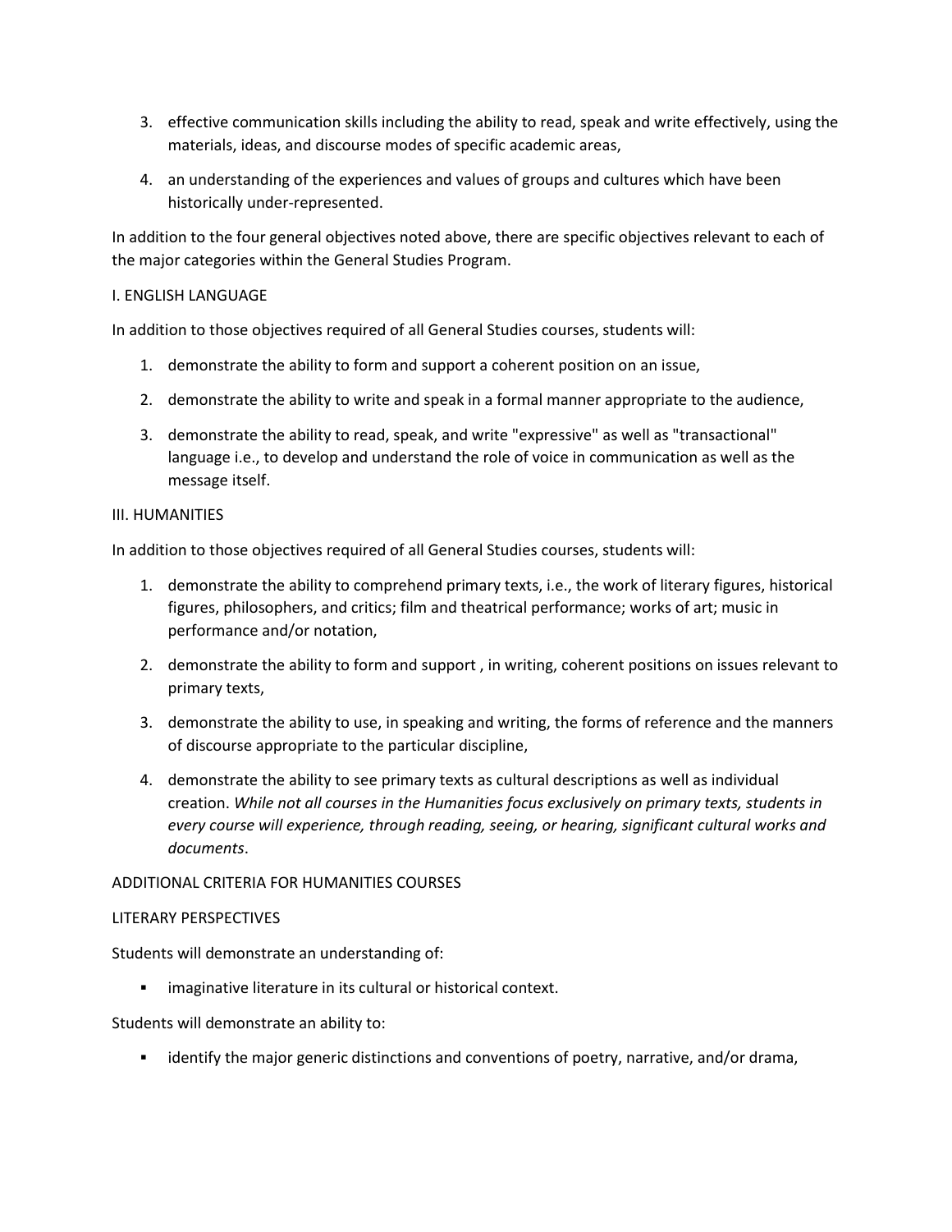3. effective communication skills including the ability to read, speak and write effectively, using the materials, ideas, and discourse modes of specific academic areas,
4. an understanding of the experiences and values of groups and cultures which have been historically under-represented.

In addition to the four general objectives noted above, there are specific objectives relevant to each of the major categories within the General Studies Program.

## I. ENGLISH LANGUAGE

In addition to those objectives required of all General Studies courses, students will:

1. demonstrate the ability to form and support a coherent position on an issue,
2. demonstrate the ability to write and speak in a formal manner appropriate to the audience,
3. demonstrate the ability to read, speak, and write "expressive" as well as "transactional" language i.e., to develop and understand the role of voice in communication as well as the message itself.

## III. HUMANITIES

In addition to those objectives required of all General Studies courses, students will:

1. demonstrate the ability to comprehend primary texts, i.e., the work of literary figures, historical figures, philosophers, and critics; film and theatrical performance; works of art; music in performance and/or notation,
2. demonstrate the ability to form and support , in writing, coherent positions on issues relevant to primary texts,
3. demonstrate the ability to use, in speaking and writing, the forms of reference and the manners of discourse appropriate to the particular discipline,
4. demonstrate the ability to see primary texts as cultural descriptions as well as individual creation. *While not all courses in the Humanities focus exclusively on primary texts, students in every course will experience, through reading, seeing, or hearing, significant cultural works and documents*.

### ADDITIONAL CRITERIA FOR HUMANITIES COURSES

#### LITERARY PERSPECTIVES

Students will demonstrate an understanding of:

- imaginative literature in its cultural or historical context.

Students will demonstrate an ability to:

- identify the major generic distinctions and conventions of poetry, narrative, and/or drama,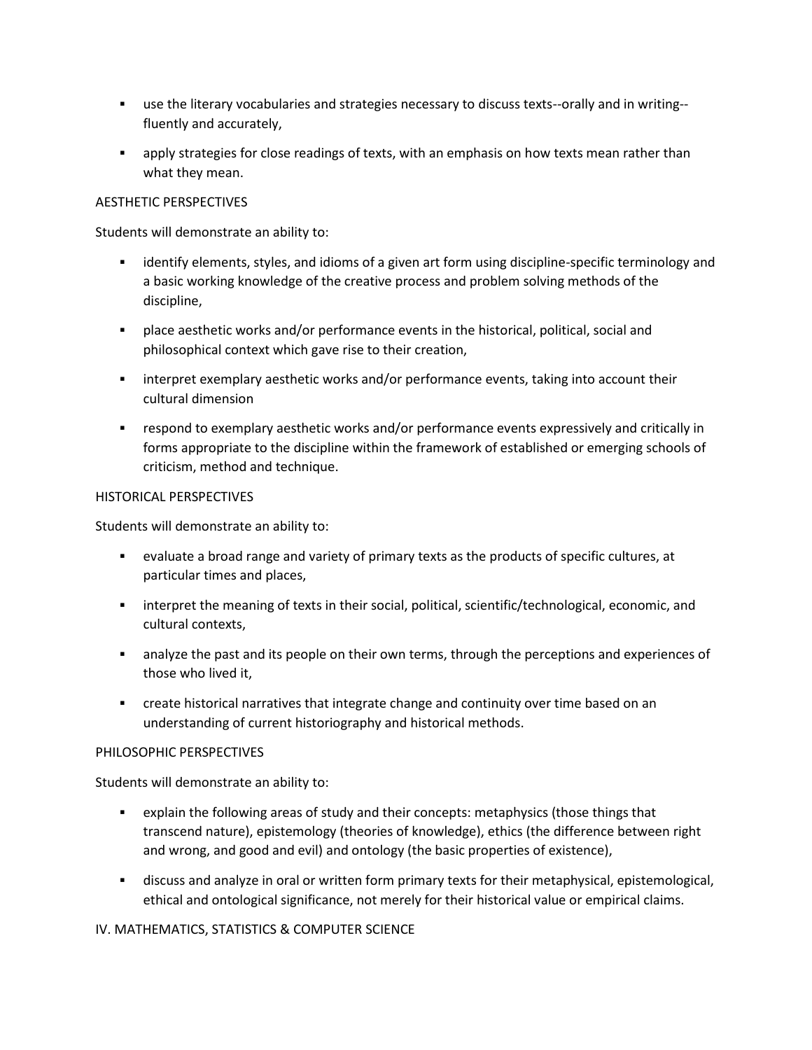- use the literary vocabularies and strategies necessary to discuss texts--orally and in writing--fluently and accurately,
- apply strategies for close readings of texts, with an emphasis on how texts mean rather than what they mean.

AESTHETIC PERSPECTIVES

Students will demonstrate an ability to:

- identify elements, styles, and idioms of a given art form using discipline-specific terminology and a basic working knowledge of the creative process and problem solving methods of the discipline,
- place aesthetic works and/or performance events in the historical, political, social and philosophical context which gave rise to their creation,
- interpret exemplary aesthetic works and/or performance events, taking into account their cultural dimension
- respond to exemplary aesthetic works and/or performance events expressively and critically in forms appropriate to the discipline within the framework of established or emerging schools of criticism, method and technique.

HISTORICAL PERSPECTIVES

Students will demonstrate an ability to:

- evaluate a broad range and variety of primary texts as the products of specific cultures, at particular times and places,
- interpret the meaning of texts in their social, political, scientific/technological, economic, and cultural contexts,
- analyze the past and its people on their own terms, through the perceptions and experiences of those who lived it,
- create historical narratives that integrate change and continuity over time based on an understanding of current historiography and historical methods.

PHILOSOPHIC PERSPECTIVES

Students will demonstrate an ability to:

- explain the following areas of study and their concepts: metaphysics (those things that transcend nature), epistemology (theories of knowledge), ethics (the difference between right and wrong, and good and evil) and ontology (the basic properties of existence),
- discuss and analyze in oral or written form primary texts for their metaphysical, epistemological, ethical and ontological significance, not merely for their historical value or empirical claims.

IV. MATHEMATICS, STATISTICS & COMPUTER SCIENCE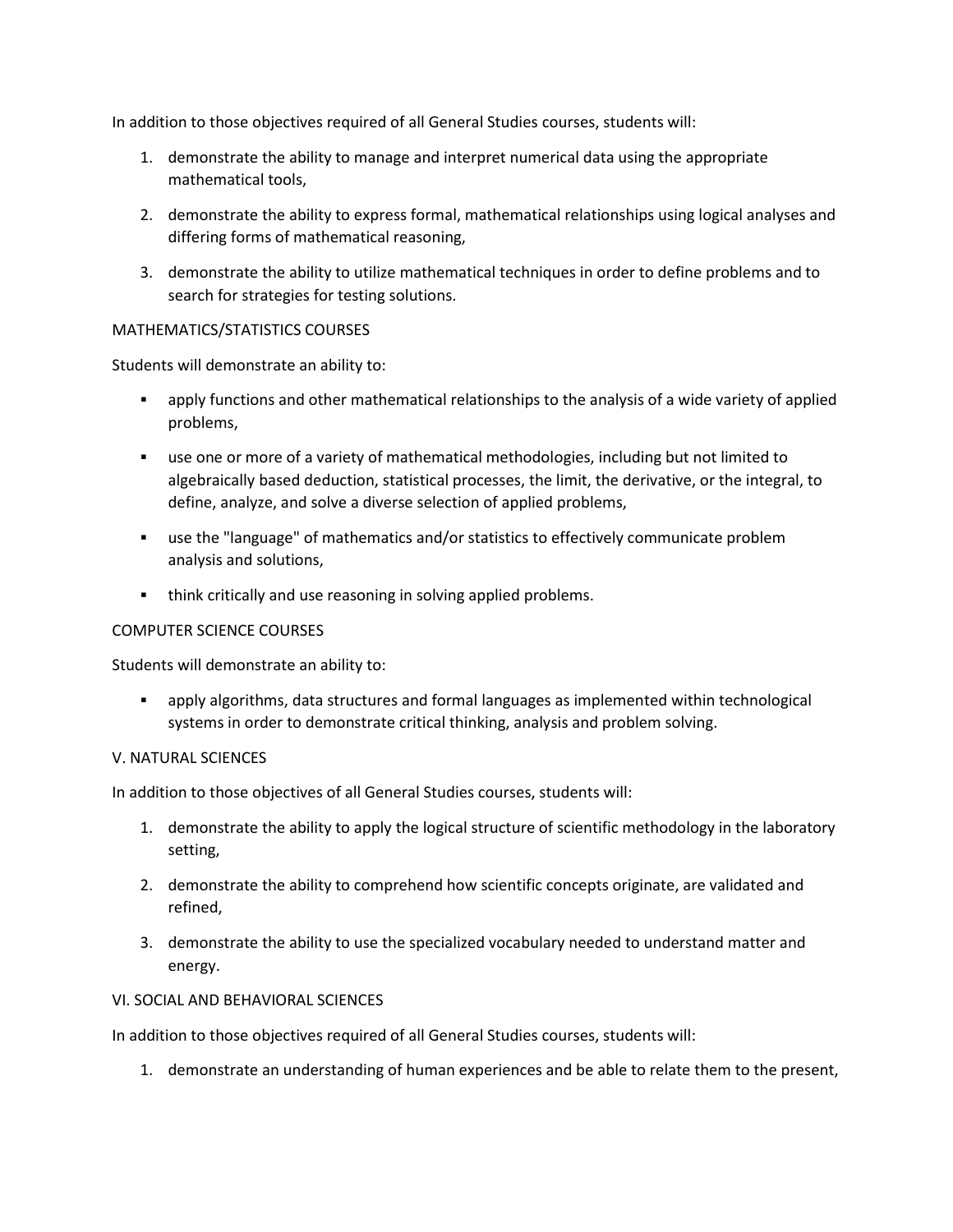In addition to those objectives required of all General Studies courses, students will:

1. demonstrate the ability to manage and interpret numerical data using the appropriate mathematical tools,
2. demonstrate the ability to express formal, mathematical relationships using logical analyses and differing forms of mathematical reasoning,
3. demonstrate the ability to utilize mathematical techniques in order to define problems and to search for strategies for testing solutions.

MATHEMATICS/STATISTICS COURSES

Students will demonstrate an ability to:

- apply functions and other mathematical relationships to the analysis of a wide variety of applied problems,
- use one or more of a variety of mathematical methodologies, including but not limited to algebraically based deduction, statistical processes, the limit, the derivative, or the integral, to define, analyze, and solve a diverse selection of applied problems,
- use the "language" of mathematics and/or statistics to effectively communicate problem analysis and solutions,
- think critically and use reasoning in solving applied problems.

COMPUTER SCIENCE COURSES

Students will demonstrate an ability to:

- apply algorithms, data structures and formal languages as implemented within technological systems in order to demonstrate critical thinking, analysis and problem solving.

V. NATURAL SCIENCES

In addition to those objectives of all General Studies courses, students will:

1. demonstrate the ability to apply the logical structure of scientific methodology in the laboratory setting,
2. demonstrate the ability to comprehend how scientific concepts originate, are validated and refined,
3. demonstrate the ability to use the specialized vocabulary needed to understand matter and energy.

VI. SOCIAL AND BEHAVIORAL SCIENCES

In addition to those objectives required of all General Studies courses, students will:

1. demonstrate an understanding of human experiences and be able to relate them to the present,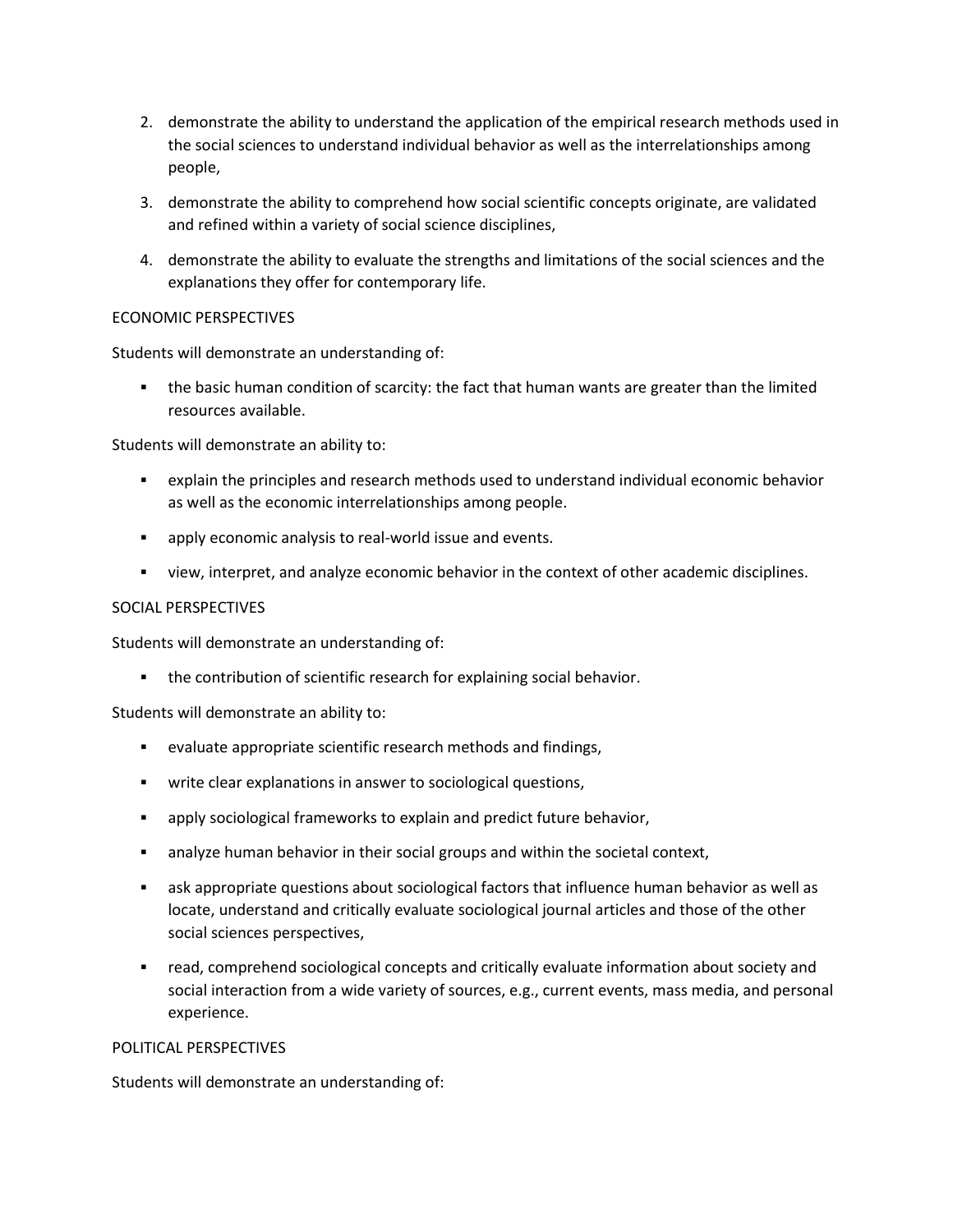2. demonstrate the ability to understand the application of the empirical research methods used in the social sciences to understand individual behavior as well as the interrelationships among people,
3. demonstrate the ability to comprehend how social scientific concepts originate, are validated and refined within a variety of social science disciplines,
4. demonstrate the ability to evaluate the strengths and limitations of the social sciences and the explanations they offer for contemporary life.

ECONOMIC PERSPECTIVES

Students will demonstrate an understanding of:

- the basic human condition of scarcity: the fact that human wants are greater than the limited resources available.

Students will demonstrate an ability to:

- explain the principles and research methods used to understand individual economic behavior as well as the economic interrelationships among people.
- apply economic analysis to real-world issue and events.
- view, interpret, and analyze economic behavior in the context of other academic disciplines.

SOCIAL PERSPECTIVES

Students will demonstrate an understanding of:

- the contribution of scientific research for explaining social behavior.

Students will demonstrate an ability to:

- evaluate appropriate scientific research methods and findings,
- write clear explanations in answer to sociological questions,
- apply sociological frameworks to explain and predict future behavior,
- analyze human behavior in their social groups and within the societal context,
- ask appropriate questions about sociological factors that influence human behavior as well as locate, understand and critically evaluate sociological journal articles and those of the other social sciences perspectives,
- read, comprehend sociological concepts and critically evaluate information about society and social interaction from a wide variety of sources, e.g., current events, mass media, and personal experience.

POLITICAL PERSPECTIVES

Students will demonstrate an understanding of: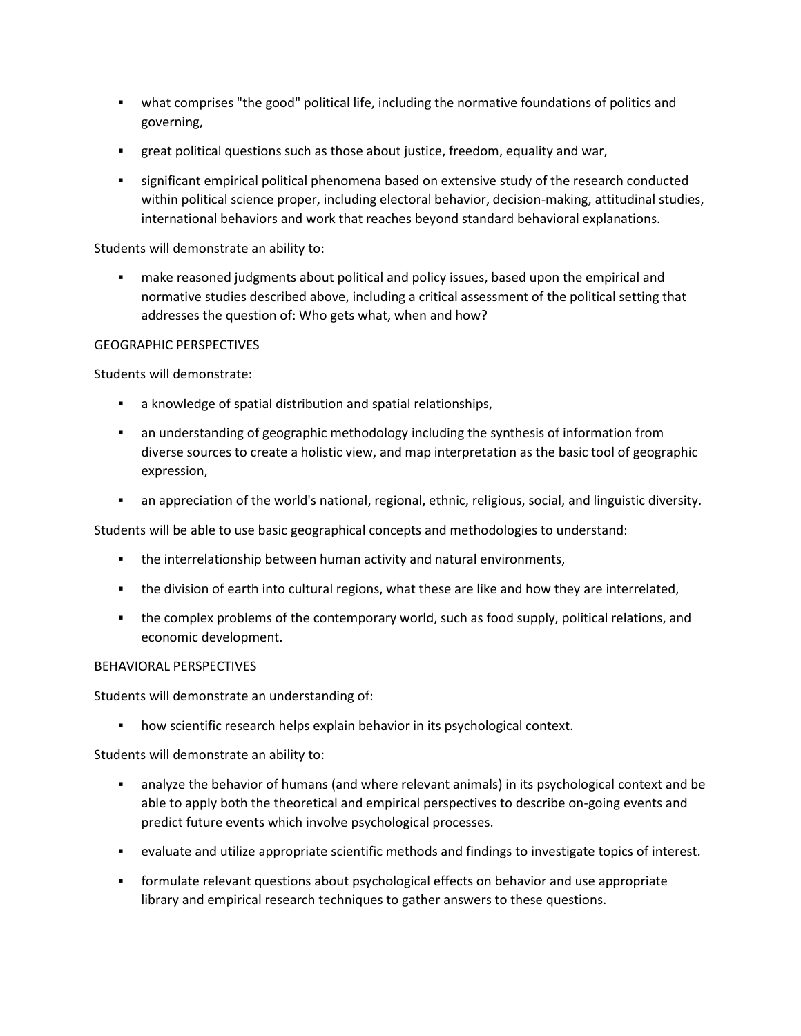- what comprises "the good" political life, including the normative foundations of politics and governing,
- great political questions such as those about justice, freedom, equality and war,
- significant empirical political phenomena based on extensive study of the research conducted within political science proper, including electoral behavior, decision-making, attitudinal studies, international behaviors and work that reaches beyond standard behavioral explanations.

Students will demonstrate an ability to:

- make reasoned judgments about political and policy issues, based upon the empirical and normative studies described above, including a critical assessment of the political setting that addresses the question of: Who gets what, when and how?

GEOGRAPHIC PERSPECTIVES

Students will demonstrate:

- a knowledge of spatial distribution and spatial relationships,
- an understanding of geographic methodology including the synthesis of information from diverse sources to create a holistic view, and map interpretation as the basic tool of geographic expression,
- an appreciation of the world's national, regional, ethnic, religious, social, and linguistic diversity.

Students will be able to use basic geographical concepts and methodologies to understand:

- the interrelationship between human activity and natural environments,
- the division of earth into cultural regions, what these are like and how they are interrelated,
- the complex problems of the contemporary world, such as food supply, political relations, and economic development.

BEHAVIORAL PERSPECTIVES

Students will demonstrate an understanding of:

- how scientific research helps explain behavior in its psychological context.

Students will demonstrate an ability to:

- analyze the behavior of humans (and where relevant animals) in its psychological context and be able to apply both the theoretical and empirical perspectives to describe on-going events and predict future events which involve psychological processes.
- evaluate and utilize appropriate scientific methods and findings to investigate topics of interest.
- formulate relevant questions about psychological effects on behavior and use appropriate library and empirical research techniques to gather answers to these questions.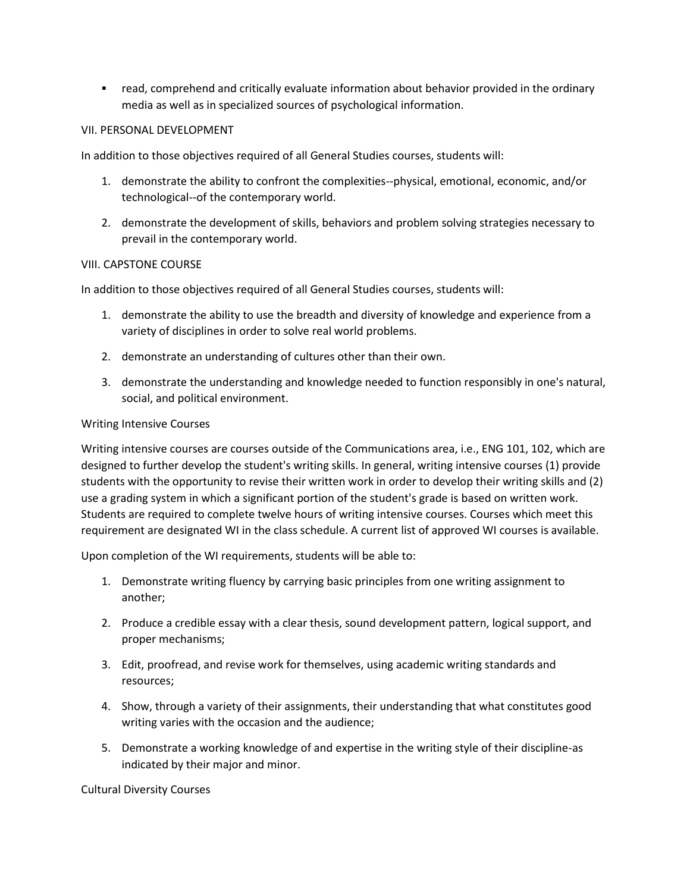- read, comprehend and critically evaluate information about behavior provided in the ordinary media as well as in specialized sources of psychological information.

VII. PERSONAL DEVELOPMENT

In addition to those objectives required of all General Studies courses, students will:

1. demonstrate the ability to confront the complexities--physical, emotional, economic, and/or technological--of the contemporary world.
2. demonstrate the development of skills, behaviors and problem solving strategies necessary to prevail in the contemporary world.

VIII. CAPSTONE COURSE

In addition to those objectives required of all General Studies courses, students will:

1. demonstrate the ability to use the breadth and diversity of knowledge and experience from a variety of disciplines in order to solve real world problems.
2. demonstrate an understanding of cultures other than their own.
3. demonstrate the understanding and knowledge needed to function responsibly in one's natural, social, and political environment.

Writing Intensive Courses

Writing intensive courses are courses outside of the Communications area, i.e., ENG 101, 102, which are designed to further develop the student's writing skills. In general, writing intensive courses (1) provide students with the opportunity to revise their written work in order to develop their writing skills and (2) use a grading system in which a significant portion of the student's grade is based on written work. Students are required to complete twelve hours of writing intensive courses. Courses which meet this requirement are designated WI in the class schedule. A current list of approved WI courses is available.

Upon completion of the WI requirements, students will be able to:

1. Demonstrate writing fluency by carrying basic principles from one writing assignment to another;
2. Produce a credible essay with a clear thesis, sound development pattern, logical support, and proper mechanisms;
3. Edit, proofread, and revise work for themselves, using academic writing standards and resources;
4. Show, through a variety of their assignments, their understanding that what constitutes good writing varies with the occasion and the audience;
5. Demonstrate a working knowledge of and expertise in the writing style of their discipline-as indicated by their major and minor.

Cultural Diversity Courses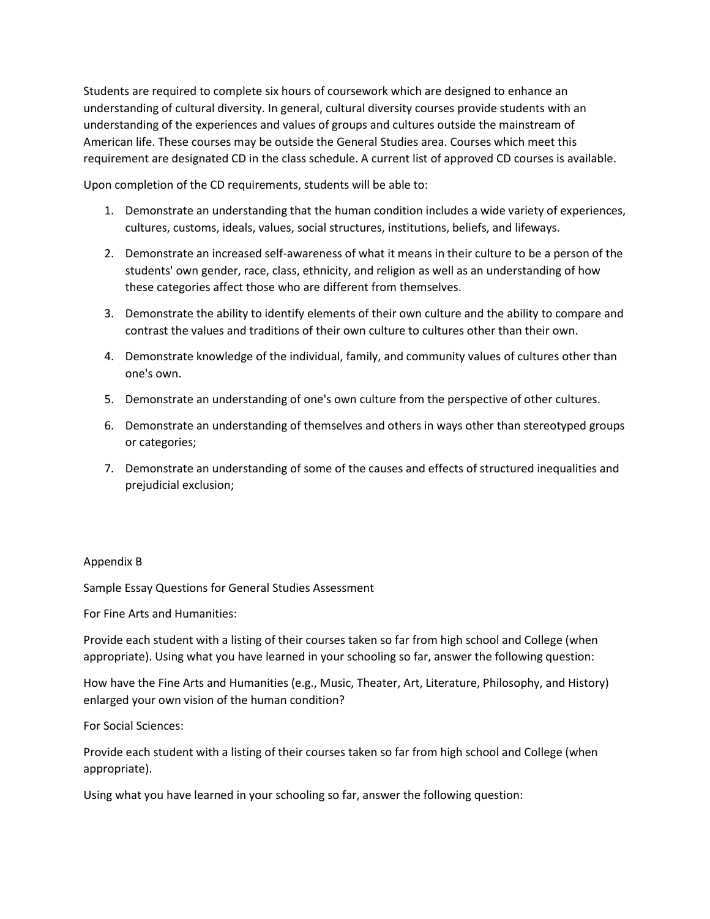Students are required to complete six hours of coursework which are designed to enhance an understanding of cultural diversity. In general, cultural diversity courses provide students with an understanding of the experiences and values of groups and cultures outside the mainstream of American life. These courses may be outside the General Studies area. Courses which meet this requirement are designated CD in the class schedule. A current list of approved CD courses is available.

Upon completion of the CD requirements, students will be able to:

1. Demonstrate an understanding that the human condition includes a wide variety of experiences, cultures, customs, ideals, values, social structures, institutions, beliefs, and lifeways.
2. Demonstrate an increased self-awareness of what it means in their culture to be a person of the students' own gender, race, class, ethnicity, and religion as well as an understanding of how these categories affect those who are different from themselves.
3. Demonstrate the ability to identify elements of their own culture and the ability to compare and contrast the values and traditions of their own culture to cultures other than their own.
4. Demonstrate knowledge of the individual, family, and community values of cultures other than one's own.
5. Demonstrate an understanding of one's own culture from the perspective of other cultures.
6. Demonstrate an understanding of themselves and others in ways other than stereotyped groups or categories;
7. Demonstrate an understanding of some of the causes and effects of structured inequalities and prejudicial exclusion;

## Appendix B

### Sample Essay Questions for General Studies Assessment

For Fine Arts and Humanities:

Provide each student with a listing of their courses taken so far from high school and College (when appropriate). Using what you have learned in your schooling so far, answer the following question:

How have the Fine Arts and Humanities (e.g., Music, Theater, Art, Literature, Philosophy, and History) enlarged your own vision of the human condition?

For Social Sciences:

Provide each student with a listing of their courses taken so far from high school and College (when appropriate).

Using what you have learned in your schooling so far, answer the following question: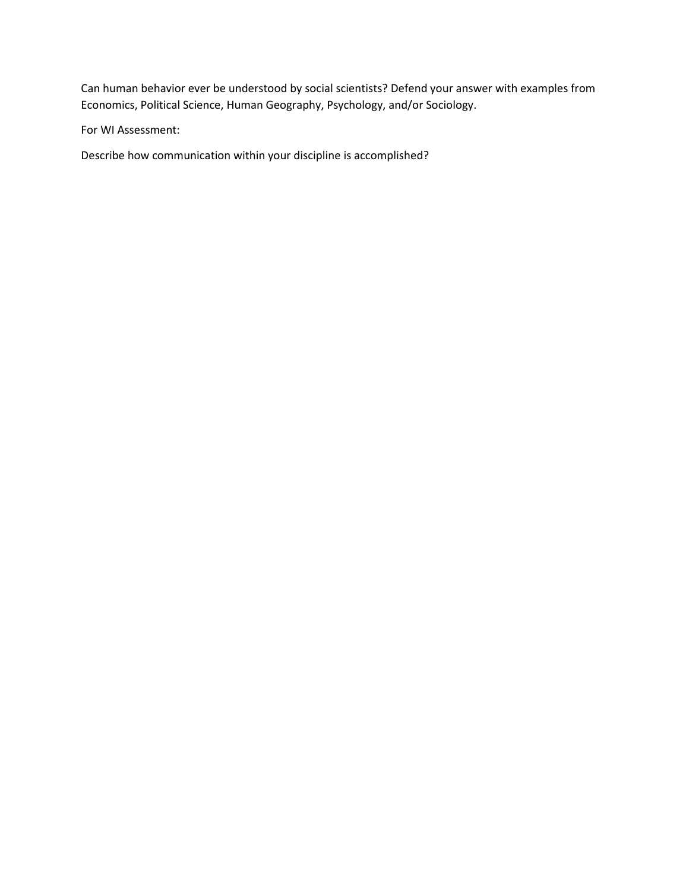Can human behavior ever be understood by social scientists? Defend your answer with examples from Economics, Political Science, Human Geography, Psychology, and/or Sociology.

For WI Assessment:

Describe how communication within your discipline is accomplished?